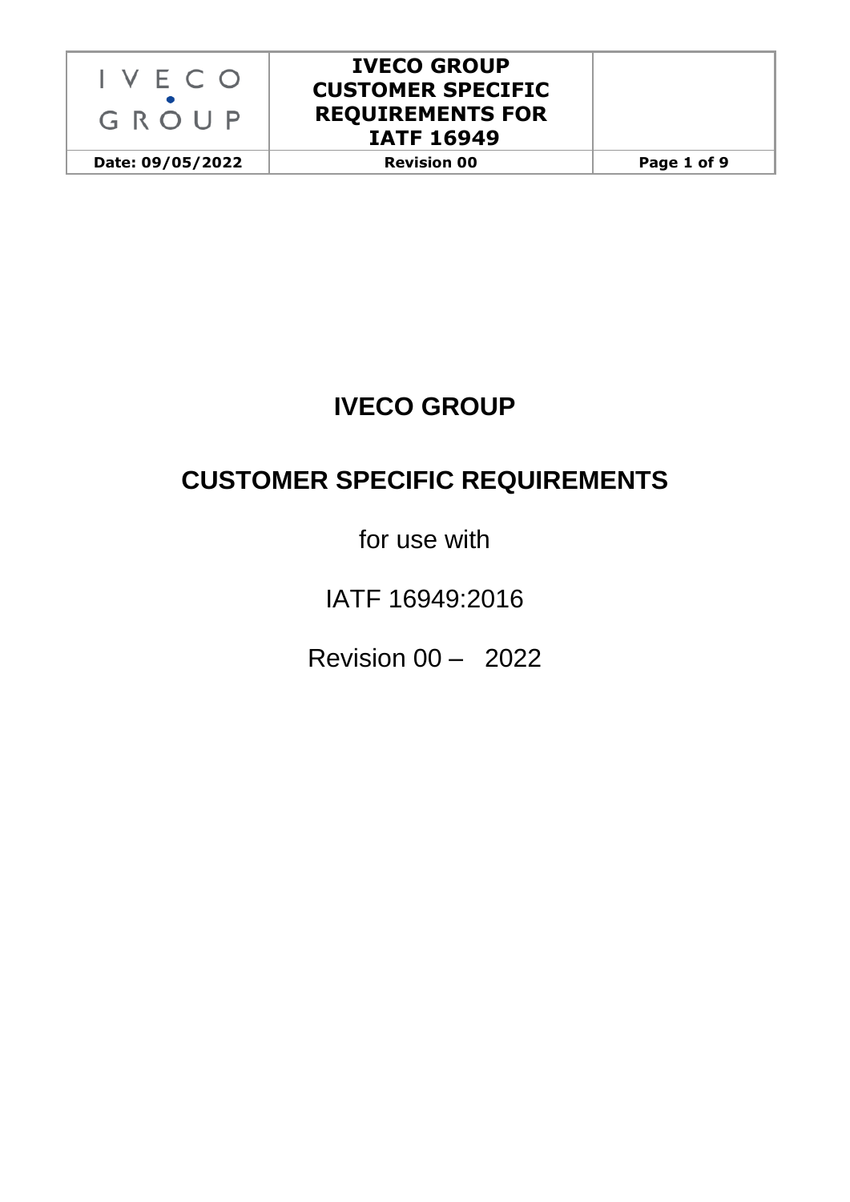# IVECO GROUP

## CUSTOMER SPECIFIC REQUIREMENTS

for use with

IATF 16949:2016

Revision 00 – 2022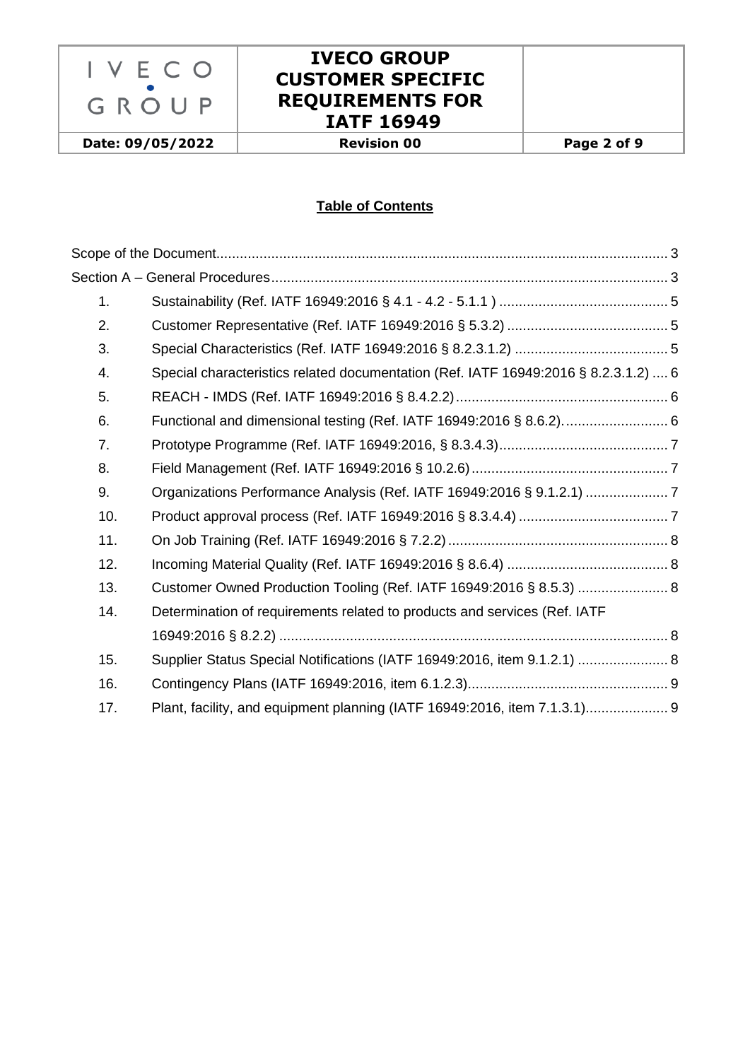**Table of Contents**

Scope of the Document.................................................................................................................. 3

Section A – General Procedures.................................................................................................... 3

1. Sustainability (Ref. IATF 16949:2016 § 4.1 - 4.2 - 5.1.1 ) .......................................... 5
2. Customer Representative (Ref. IATF 16949:2016 § 5.3.2) ......................................... 5
3. Special Characteristics (Ref. IATF 16949:2016 § 8.2.3.1.2) ....................................... 5
4. Special characteristics related documentation (Ref. IATF 16949:2016 § 8.2.3.1.2) .... 6
5. REACH - IMDS (Ref. IATF 16949:2016 § 8.4.2.2)...................................................... 6
6. Functional and dimensional testing (Ref. IATF 16949:2016 § 8.6.2)........................... 6
7. Prototype Programme (Ref. IATF 16949:2016, § 8.3.4.3)........................................... 7
8. Field Management (Ref. IATF 16949:2016 § 10.2.6).................................................. 7
9. Organizations Performance Analysis (Ref. IATF 16949:2016 § 9.1.2.1) ..................... 7
10. Product approval process (Ref. IATF 16949:2016 § 8.3.4.4) ...................................... 7
11. On Job Training (Ref. IATF 16949:2016 § 7.2.2)........................................................ 8
12. Incoming Material Quality (Ref. IATF 16949:2016 § 8.6.4) ......................................... 8
13. Customer Owned Production Tooling (Ref. IATF 16949:2016 § 8.5.3) ....................... 8
14. Determination of requirements related to products and services (Ref. IATF 16949:2016 § 8.2.2) .................................................................................................. 8
15. Supplier Status Special Notifications (IATF 16949:2016, item 9.1.2.1) ....................... 8
16. Contingency Plans (IATF 16949:2016, item 6.1.2.3)................................................... 9
17. Plant, facility, and equipment planning (IATF 16949:2016, item 7.1.3.1)..................... 9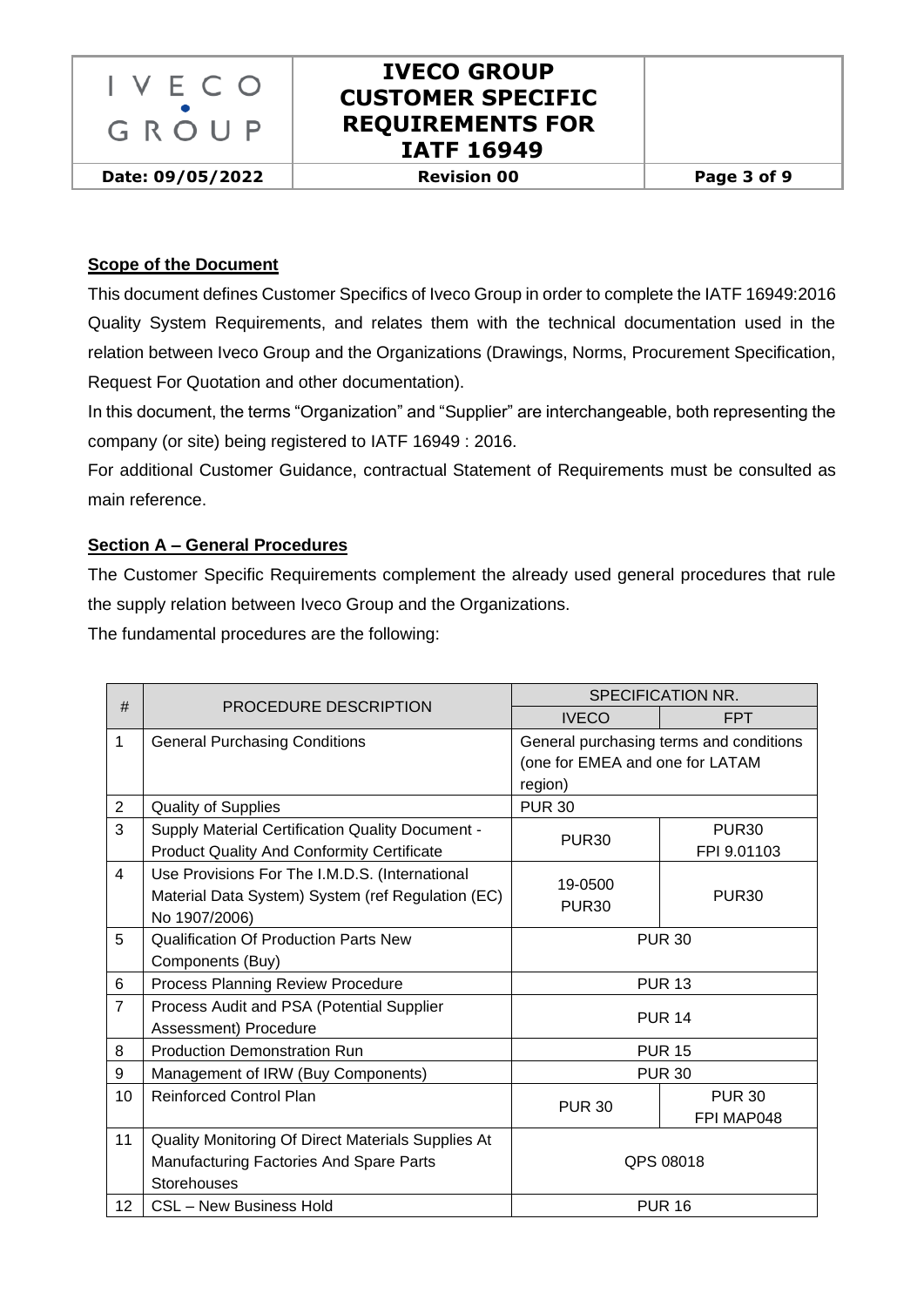**Scope of the Document**

This document defines Customer Specifics of Iveco Group in order to complete the IATF 16949:2016 Quality System Requirements, and relates them with the technical documentation used in the relation between Iveco Group and the Organizations (Drawings, Norms, Procurement Specification, Request For Quotation and other documentation).

In this document, the terms "Organization" and "Supplier" are interchangeable, both representing the company (or site) being registered to IATF 16949 : 2016.

For additional Customer Guidance, contractual Statement of Requirements must be consulted as main reference.

**Section A – General Procedures**

The Customer Specific Requirements complement the already used general procedures that rule the supply relation between Iveco Group and the Organizations.

The fundamental procedures are the following:

| # | PROCEDURE DESCRIPTION | SPECIFICATION NR. | |
|---|---|---|---|
| | | IVECO | FPT |
| 1 | General Purchasing Conditions | General purchasing terms and conditions (one for EMEA and one for LATAM region) | |
| 2 | Quality of Supplies | PUR 30 | |
| 3 | Supply Material Certification Quality Document - Product Quality And Conformity Certificate | PUR30 | PUR30<br>FPI 9.01103 |
| 4 | Use Provisions For The I.M.D.S. (International Material Data System) System (ref Regulation (EC) No 1907/2006) | 19-0500<br>PUR30 | PUR30 |
| 5 | Qualification Of Production Parts New Components (Buy) | PUR 30 | |
| 6 | Process Planning Review Procedure | PUR 13 | |
| 7 | Process Audit and PSA (Potential Supplier Assessment) Procedure | PUR 14 | |
| 8 | Production Demonstration Run | PUR 15 | |
| 9 | Management of IRW (Buy Components) | PUR 30 | |
| 10 | Reinforced Control Plan | PUR 30 | PUR 30<br>FPI MAP048 |
| 11 | Quality Monitoring Of Direct Materials Supplies At Manufacturing Factories And Spare Parts Storehouses | QPS 08018 | |
| 12 | CSL – New Business Hold | PUR 16 | |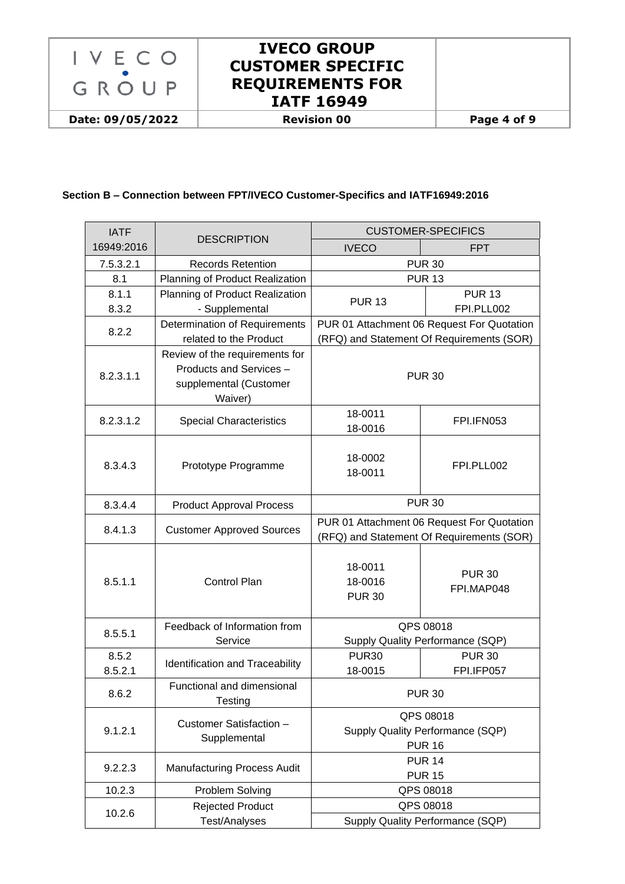**Section B – Connection between FPT/IVECO Customer-Specifics and IATF16949:2016**

| IATF 16949:2016 | DESCRIPTION | CUSTOMER-SPECIFICS | |
|---|---|---|---|
| | | IVECO | FPT |
| 7.5.3.2.1 | Records Retention | PUR 30 | |
| 8.1 | Planning of Product Realization | PUR 13 | |
| 8.1.1<br>8.3.2 | Planning of Product Realization - Supplemental | PUR 13 | PUR 13<br>FPI.PLL002 |
| 8.2.2 | Determination of Requirements related to the Product | PUR 01 Attachment 06 Request For Quotation (RFQ) and Statement Of Requirements (SOR) | |
| 8.2.3.1.1 | Review of the requirements for Products and Services – supplemental (Customer Waiver) | PUR 30 | |
| 8.2.3.1.2 | Special Characteristics | 18-0011<br>18-0016 | FPI.IFN053 |
| 8.3.4.3 | Prototype Programme | 18-0002<br>18-0011 | FPI.PLL002 |
| 8.3.4.4 | Product Approval Process | PUR 30 | |
| 8.4.1.3 | Customer Approved Sources | PUR 01 Attachment 06 Request For Quotation (RFQ) and Statement Of Requirements (SOR) | |
| 8.5.1.1 | Control Plan | 18-0011<br>18-0016<br>PUR 30 | PUR 30<br>FPI.MAP048 |
| 8.5.5.1 | Feedback of Information from Service | QPS 08018<br>Supply Quality Performance (SQP) | |
| 8.5.2<br>8.5.2.1 | Identification and Traceability | PUR30<br>18-0015 | PUR 30<br>FPI.IFP057 |
| 8.6.2 | Functional and dimensional Testing | PUR 30 | |
| 9.1.2.1 | Customer Satisfaction – Supplemental | QPS 08018<br>Supply Quality Performance (SQP)<br>PUR 16 | |
| 9.2.2.3 | Manufacturing Process Audit | PUR 14<br>PUR 15 | |
| 10.2.3 | Problem Solving | QPS 08018 | |
| 10.2.6 | Rejected Product Test/Analyses | QPS 08018<br>Supply Quality Performance (SQP) | |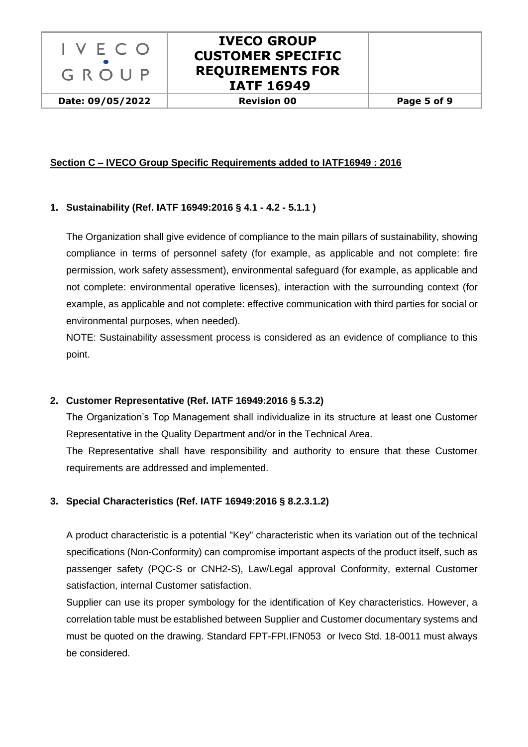## Section C – IVECO Group Specific Requirements added to IATF16949 : 2016

### 1. Sustainability (Ref. IATF 16949:2016 § 4.1 - 4.2 - 5.1.1 )

The Organization shall give evidence of compliance to the main pillars of sustainability, showing compliance in terms of personnel safety (for example, as applicable and not complete: fire permission, work safety assessment), environmental safeguard (for example, as applicable and not complete: environmental operative licenses), interaction with the surrounding context (for example, as applicable and not complete: effective communication with third parties for social or environmental purposes, when needed).

NOTE: Sustainability assessment process is considered as an evidence of compliance to this point.

### 2. Customer Representative (Ref. IATF 16949:2016 § 5.3.2)

The Organization's Top Management shall individualize in its structure at least one Customer Representative in the Quality Department and/or in the Technical Area.

The Representative shall have responsibility and authority to ensure that these Customer requirements are addressed and implemented.

### 3. Special Characteristics (Ref. IATF 16949:2016 § 8.2.3.1.2)

A product characteristic is a potential "Key" characteristic when its variation out of the technical specifications (Non-Conformity) can compromise important aspects of the product itself, such as passenger safety (PQC-S or CNH2-S), Law/Legal approval Conformity, external Customer satisfaction, internal Customer satisfaction.

Supplier can use its proper symbology for the identification of Key characteristics. However, a correlation table must be established between Supplier and Customer documentary systems and must be quoted on the drawing. Standard FPT-FPI.IFN053 or Iveco Std. 18-0011 must always be considered.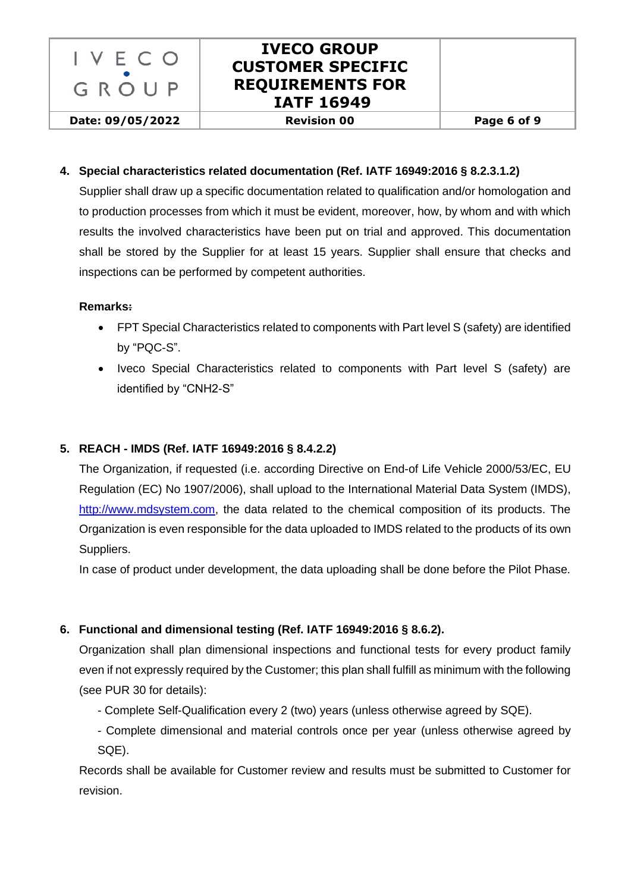## 4. Special characteristics related documentation (Ref. IATF 16949:2016 § 8.2.3.1.2)

Supplier shall draw up a specific documentation related to qualification and/or homologation and to production processes from which it must be evident, moreover, how, by whom and with which results the involved characteristics have been put on trial and approved. This documentation shall be stored by the Supplier for at least 15 years. Supplier shall ensure that checks and inspections can be performed by competent authorities.

**Remarks:**

- FPT Special Characteristics related to components with Part level S (safety) are identified by "PQC-S".
- Iveco Special Characteristics related to components with Part level S (safety) are identified by "CNH2-S"

## 5. REACH - IMDS (Ref. IATF 16949:2016 § 8.4.2.2)

The Organization, if requested (i.e. according Directive on End-of Life Vehicle 2000/53/EC, EU Regulation (EC) No 1907/2006), shall upload to the International Material Data System (IMDS), http://www.mdsystem.com, the data related to the chemical composition of its products. The Organization is even responsible for the data uploaded to IMDS related to the products of its own Suppliers.

In case of product under development, the data uploading shall be done before the Pilot Phase.

## 6. Functional and dimensional testing (Ref. IATF 16949:2016 § 8.6.2).

Organization shall plan dimensional inspections and functional tests for every product family even if not expressly required by the Customer; this plan shall fulfill as minimum with the following (see PUR 30 for details):

- Complete Self-Qualification every 2 (two) years (unless otherwise agreed by SQE).
- Complete dimensional and material controls once per year (unless otherwise agreed by SQE).

Records shall be available for Customer review and results must be submitted to Customer for revision.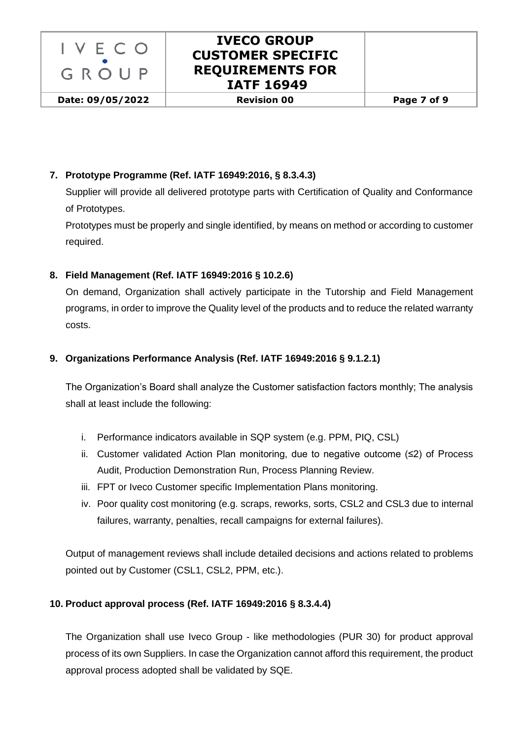7. **Prototype Programme (Ref. IATF 16949:2016, § 8.3.4.3)**

   Supplier will provide all delivered prototype parts with Certification of Quality and Conformance of Prototypes.

   Prototypes must be properly and single identified, by means on method or according to customer required.

8. **Field Management (Ref. IATF 16949:2016 § 10.2.6)**

   On demand, Organization shall actively participate in the Tutorship and Field Management programs, in order to improve the Quality level of the products and to reduce the related warranty costs.

9. **Organizations Performance Analysis (Ref. IATF 16949:2016 § 9.1.2.1)**

   The Organization's Board shall analyze the Customer satisfaction factors monthly; The analysis shall at least include the following:

   i. Performance indicators available in SQP system (e.g. PPM, PIQ, CSL)
   ii. Customer validated Action Plan monitoring, due to negative outcome (≤2) of Process Audit, Production Demonstration Run, Process Planning Review.
   iii. FPT or Iveco Customer specific Implementation Plans monitoring.
   iv. Poor quality cost monitoring (e.g. scraps, reworks, sorts, CSL2 and CSL3 due to internal failures, warranty, penalties, recall campaigns for external failures).

   Output of management reviews shall include detailed decisions and actions related to problems pointed out by Customer (CSL1, CSL2, PPM, etc.).

10. **Product approval process (Ref. IATF 16949:2016 § 8.3.4.4)**

    The Organization shall use Iveco Group - like methodologies (PUR 30) for product approval process of its own Suppliers. In case the Organization cannot afford this requirement, the product approval process adopted shall be validated by SQE.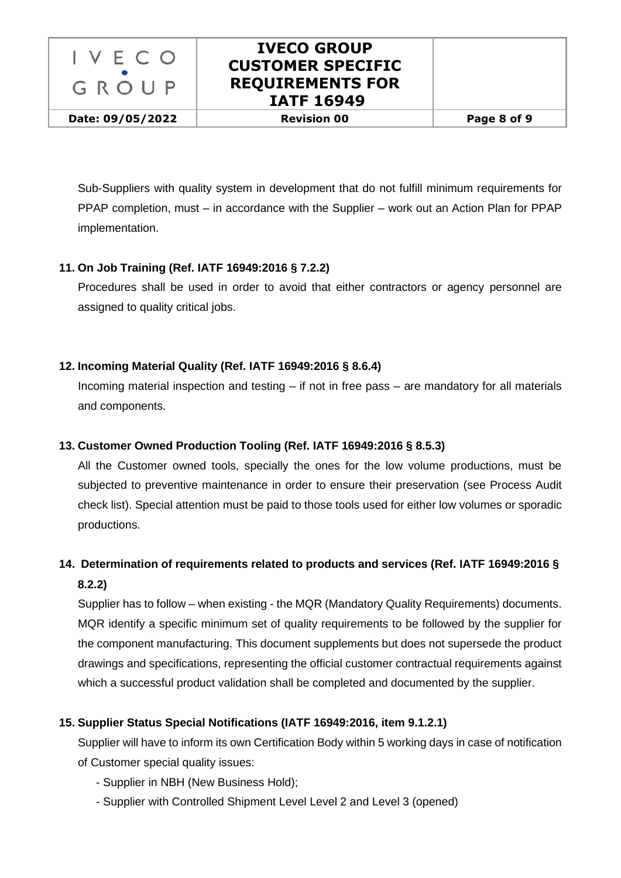Sub-Suppliers with quality system in development that do not fulfill minimum requirements for PPAP completion, must – in accordance with the Supplier – work out an Action Plan for PPAP implementation.

## 11. On Job Training (Ref. IATF 16949:2016 § 7.2.2)

Procedures shall be used in order to avoid that either contractors or agency personnel are assigned to quality critical jobs.

## 12. Incoming Material Quality (Ref. IATF 16949:2016 § 8.6.4)

Incoming material inspection and testing – if not in free pass – are mandatory for all materials and components.

## 13. Customer Owned Production Tooling (Ref. IATF 16949:2016 § 8.5.3)

All the Customer owned tools, specially the ones for the low volume productions, must be subjected to preventive maintenance in order to ensure their preservation (see Process Audit check list). Special attention must be paid to those tools used for either low volumes or sporadic productions.

## 14. Determination of requirements related to products and services (Ref. IATF 16949:2016 § 8.2.2)

Supplier has to follow – when existing - the MQR (Mandatory Quality Requirements) documents. MQR identify a specific minimum set of quality requirements to be followed by the supplier for the component manufacturing. This document supplements but does not supersede the product drawings and specifications, representing the official customer contractual requirements against which a successful product validation shall be completed and documented by the supplier.

## 15. Supplier Status Special Notifications (IATF 16949:2016, item 9.1.2.1)

Supplier will have to inform its own Certification Body within 5 working days in case of notification of Customer special quality issues:

- Supplier in NBH (New Business Hold);
- Supplier with Controlled Shipment Level Level 2 and Level 3 (opened)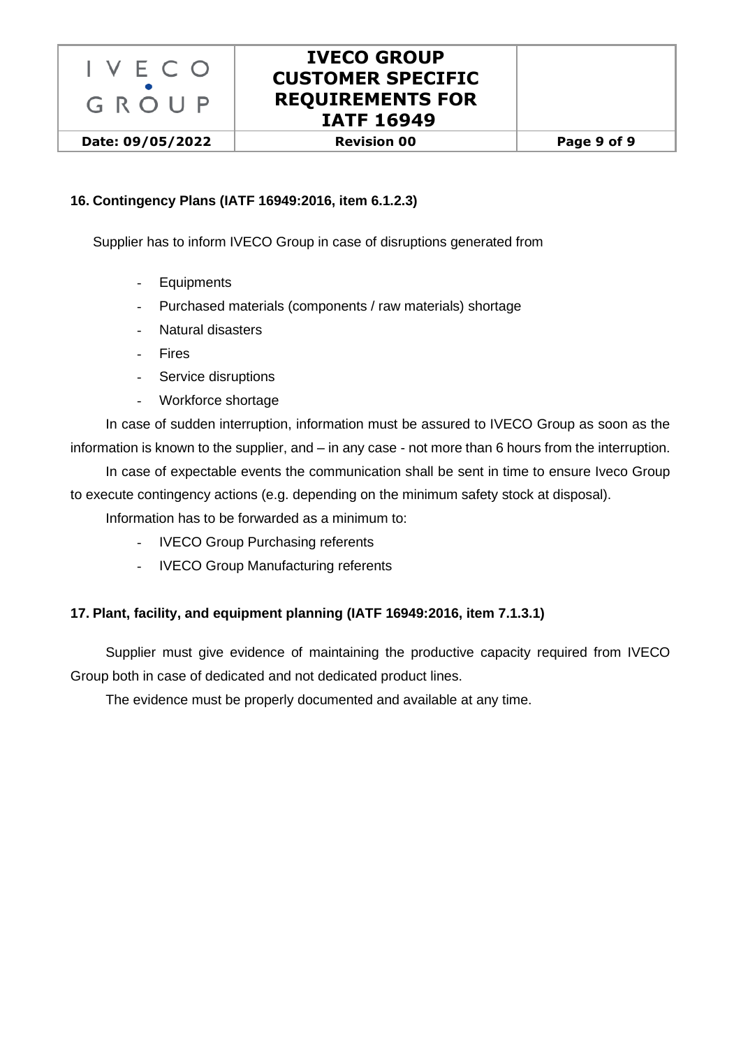## 16. Contingency Plans (IATF 16949:2016, item 6.1.2.3)

Supplier has to inform IVECO Group in case of disruptions generated from

- Equipments
- Purchased materials (components / raw materials) shortage
- Natural disasters
- Fires
- Service disruptions
- Workforce shortage

In case of sudden interruption, information must be assured to IVECO Group as soon as the information is known to the supplier, and – in any case - not more than 6 hours from the interruption.

In case of expectable events the communication shall be sent in time to ensure Iveco Group to execute contingency actions (e.g. depending on the minimum safety stock at disposal).

Information has to be forwarded as a minimum to:

- IVECO Group Purchasing referents
- IVECO Group Manufacturing referents

## 17. Plant, facility, and equipment planning (IATF 16949:2016, item 7.1.3.1)

Supplier must give evidence of maintaining the productive capacity required from IVECO Group both in case of dedicated and not dedicated product lines.

The evidence must be properly documented and available at any time.